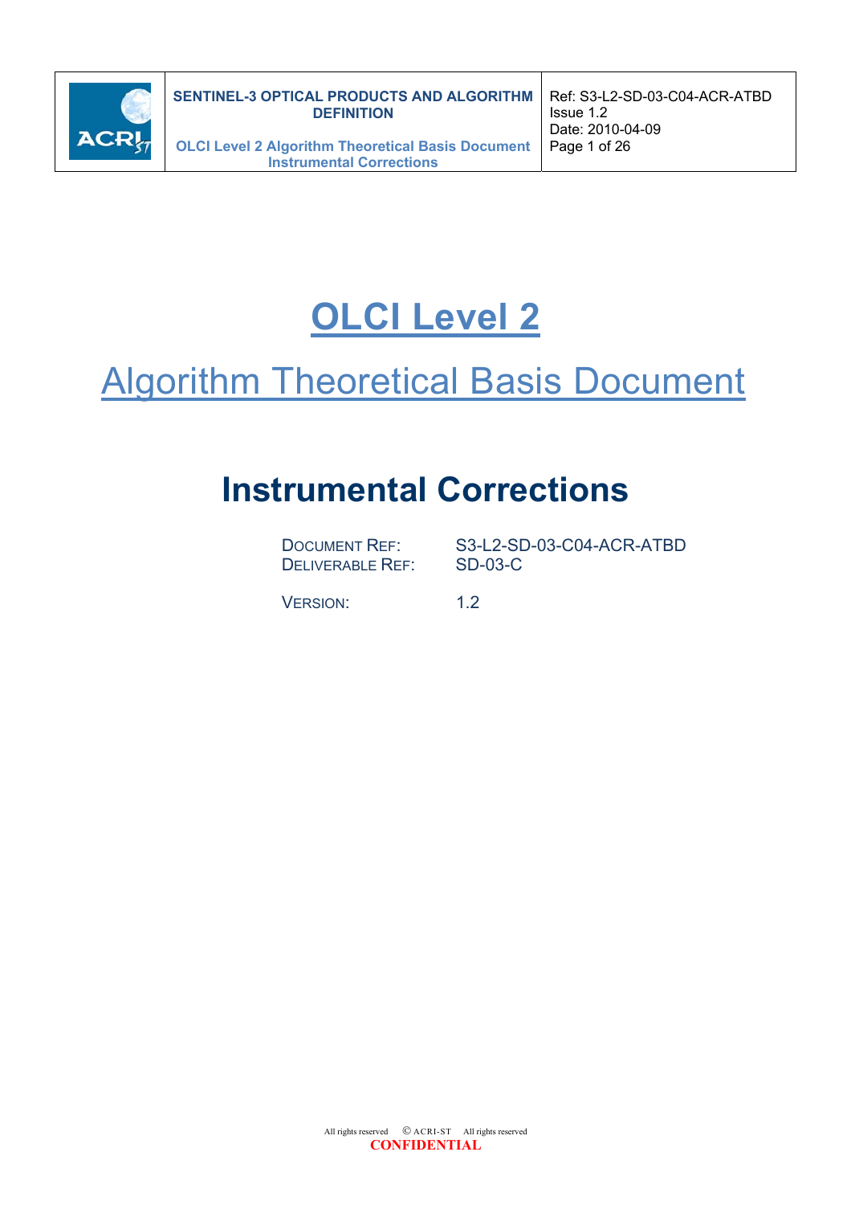# OLCI Level 2

## Algorithm Theoretical Basis Document

# Instrumental Corrections

DOCUMENT REF: S3-L2-SD-03-C04-ACR-ATBD
DELIVERABLE REF: SD-03-C

VERSION: 1.2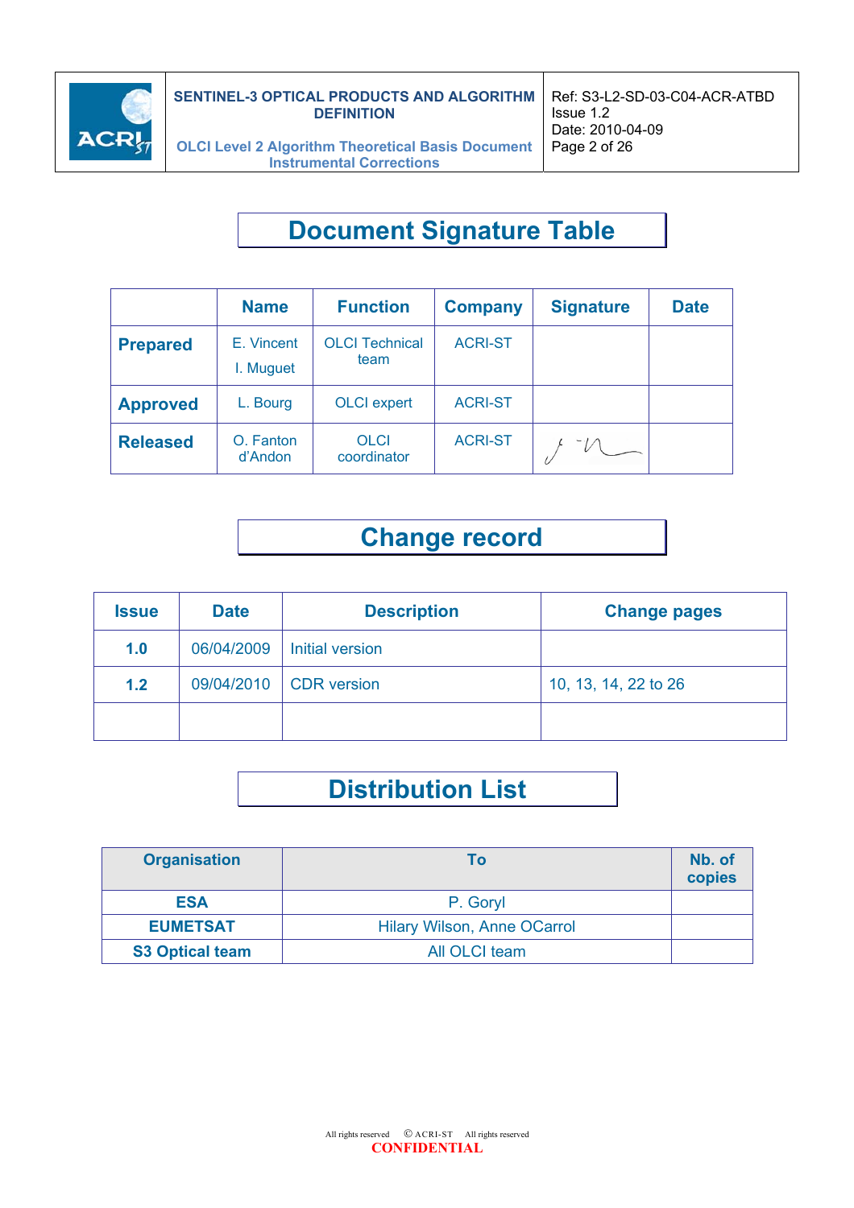# Document Signature Table

| | Name | Function | Company | Signature | Date |
|---|---|---|---|---|---|
| **Prepared** | E. Vincent<br>I. Muguet | OLCI Technical team | ACRI-ST | | |
| **Approved** | L. Bourg | OLCI expert | ACRI-ST | | |
| **Released** | O. Fanton d'Andon | OLCI coordinator | ACRI-ST | | |

# Change record

| Issue | Date | Description | Change pages |
|---|---|---|---|
| **1.0** | 06/04/2009 | Initial version | |
| **1.2** | 09/04/2010 | CDR version | 10, 13, 14, 22 to 26 |
| | | | |

# Distribution List

| Organisation | To | Nb. of copies |
|---|---|---|
| **ESA** | P. Goryl | |
| **EUMETSAT** | Hilary Wilson, Anne OCarrol | |
| **S3 Optical team** | All OLCI team | |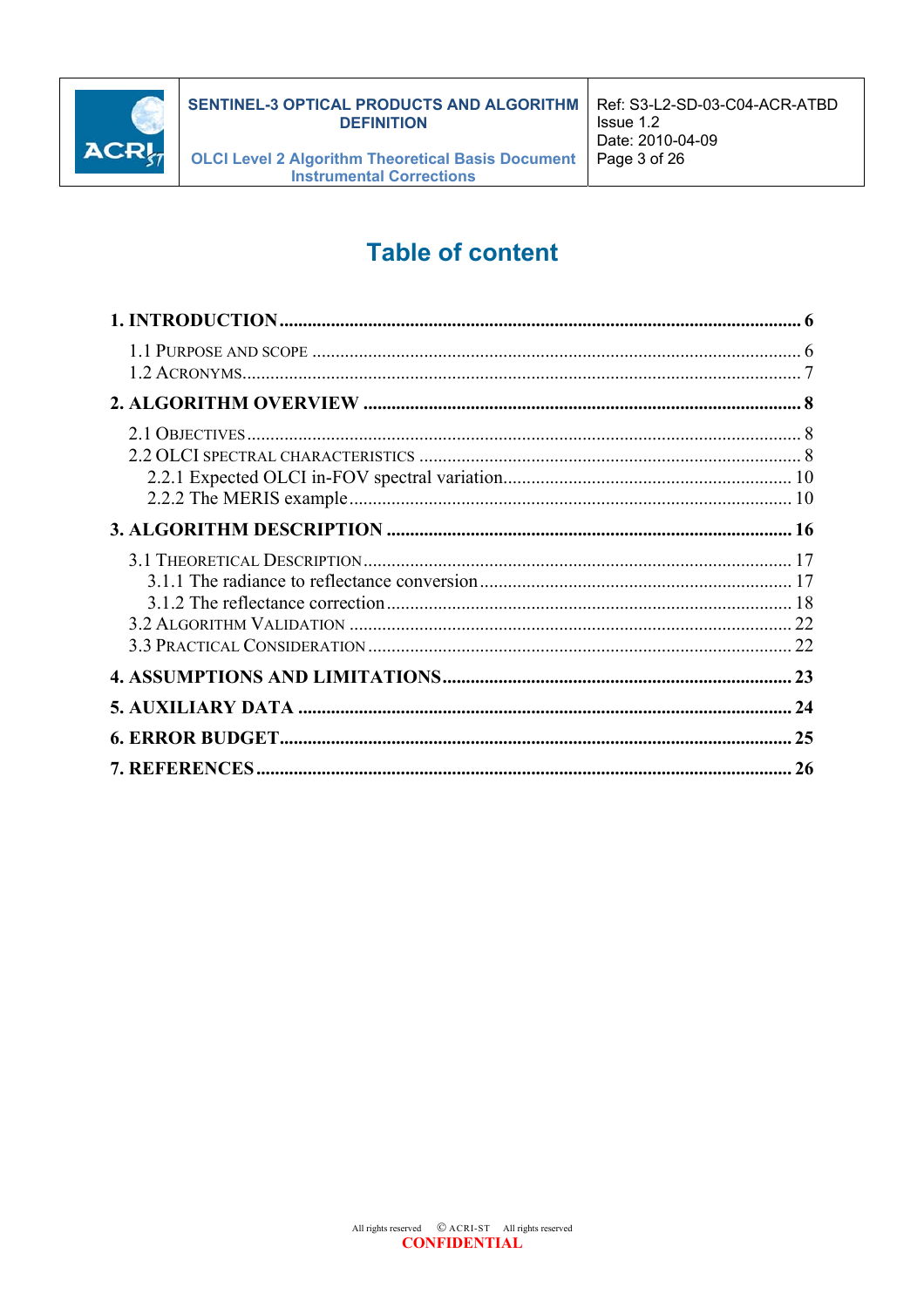# Table of content

**1. INTRODUCTION ........................................................................................................ 6**

1.1 PURPOSE AND SCOPE ........................................................................................ 6
1.2 ACRONYMS............................................................................................................ 7

**2. ALGORITHM OVERVIEW ............................................................................................ 8**

2.1 OBJECTIVES ........................................................................................................ 8
2.2 OLCI SPECTRAL CHARACTERISTICS ................................................................ 8
2.2.1 Expected OLCI in-FOV spectral variation............................................................. 10
2.2.2 The MERIS example ............................................................................................. 10

**3. ALGORITHM DESCRIPTION ..................................................................................... 16**

3.1 THEORETICAL DESCRIPTION ............................................................................ 17
3.1.1 The radiance to reflectance conversion ................................................................ 17
3.1.2 The reflectance correction .................................................................................... 18
3.2 ALGORITHM VALIDATION .................................................................................. 22
3.3 PRACTICAL CONSIDERATION ........................................................................... 22

**4. ASSUMPTIONS AND LIMITATIONS........................................................................ 23**

**5. AUXILIARY DATA ...................................................................................................... 24**

**6. ERROR BUDGET......................................................................................................... 25**

**7. REFERENCES .............................................................................................................. 26**

All rights reserved © ACRI-ST All rights reserved
CONFIDENTIAL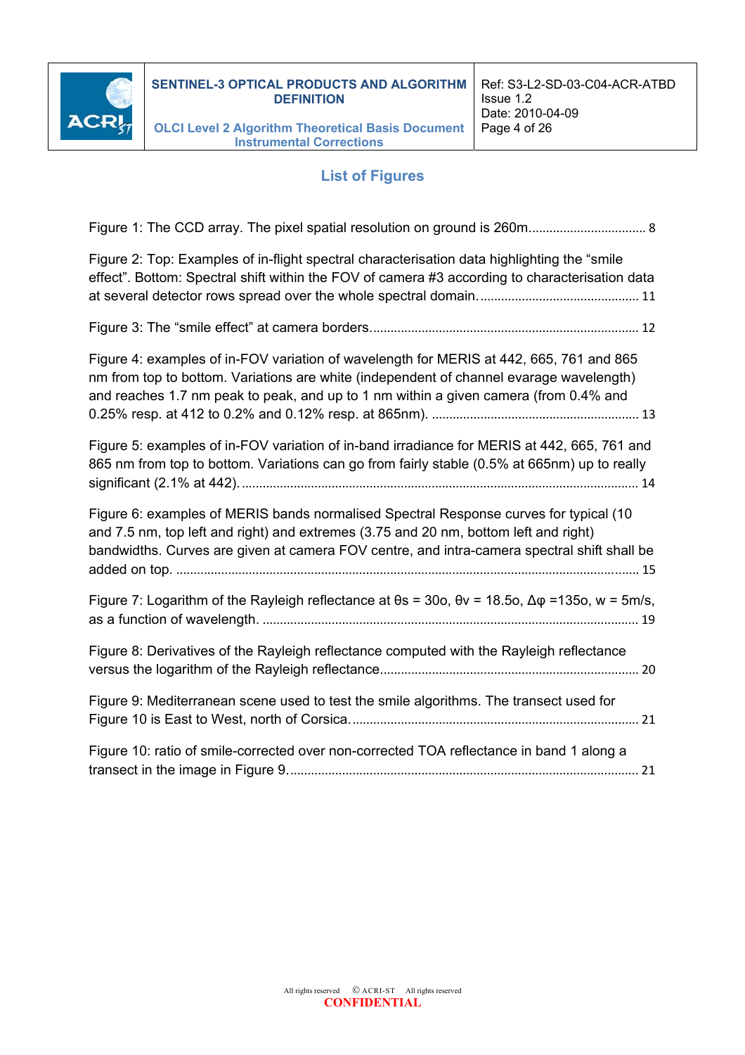## List of Figures

Figure 1: The CCD array. The pixel spatial resolution on ground is 260m................................. 8

Figure 2: Top: Examples of in-flight spectral characterisation data highlighting the "smile effect". Bottom: Spectral shift within the FOV of camera #3 according to characterisation data at several detector rows spread over the whole spectral domain............................................. 11

Figure 3: The "smile effect" at camera borders............................................................................ 12

Figure 4: examples of in-FOV variation of wavelength for MERIS at 442, 665, 761 and 865 nm from top to bottom. Variations are white (independent of channel evarage wavelength) and reaches 1.7 nm peak to peak, and up to 1 nm within a given camera (from 0.4% and 0.25% resp. at 412 to 0.2% and 0.12% resp. at 865nm). .......................................................... 13

Figure 5: examples of in-FOV variation of in-band irradiance for MERIS at 442, 665, 761 and 865 nm from top to bottom. Variations can go from fairly stable (0.5% at 665nm) up to really significant (2.1% at 442)................................................................................................................ 14

Figure 6: examples of MERIS bands normalised Spectral Response curves for typical (10 and 7.5 nm, top left and right) and extremes (3.75 and 20 nm, bottom left and right) bandwidths. Curves are given at camera FOV centre, and intra-camera spectral shift shall be added on top. .................................................................................................................................. 15

Figure 7: Logarithm of the Rayleigh reflectance at $\theta s = 30o$, $\theta v = 18.5o$, $\Delta\varphi = 135o$, $w = 5m/s$, as a function of wavelength. .......................................................................................................... 19

Figure 8: Derivatives of the Rayleigh reflectance computed with the Rayleigh reflectance versus the logarithm of the Rayleigh reflectance......................................................................... 20

Figure 9: Mediterranean scene used to test the smile algorithms. The transect used for Figure 10 is East to West, north of Corsica.................................................................................. 21

Figure 10: ratio of smile-corrected over non-corrected TOA reflectance in band 1 along a transect in the image in Figure 9.................................................................................................. 21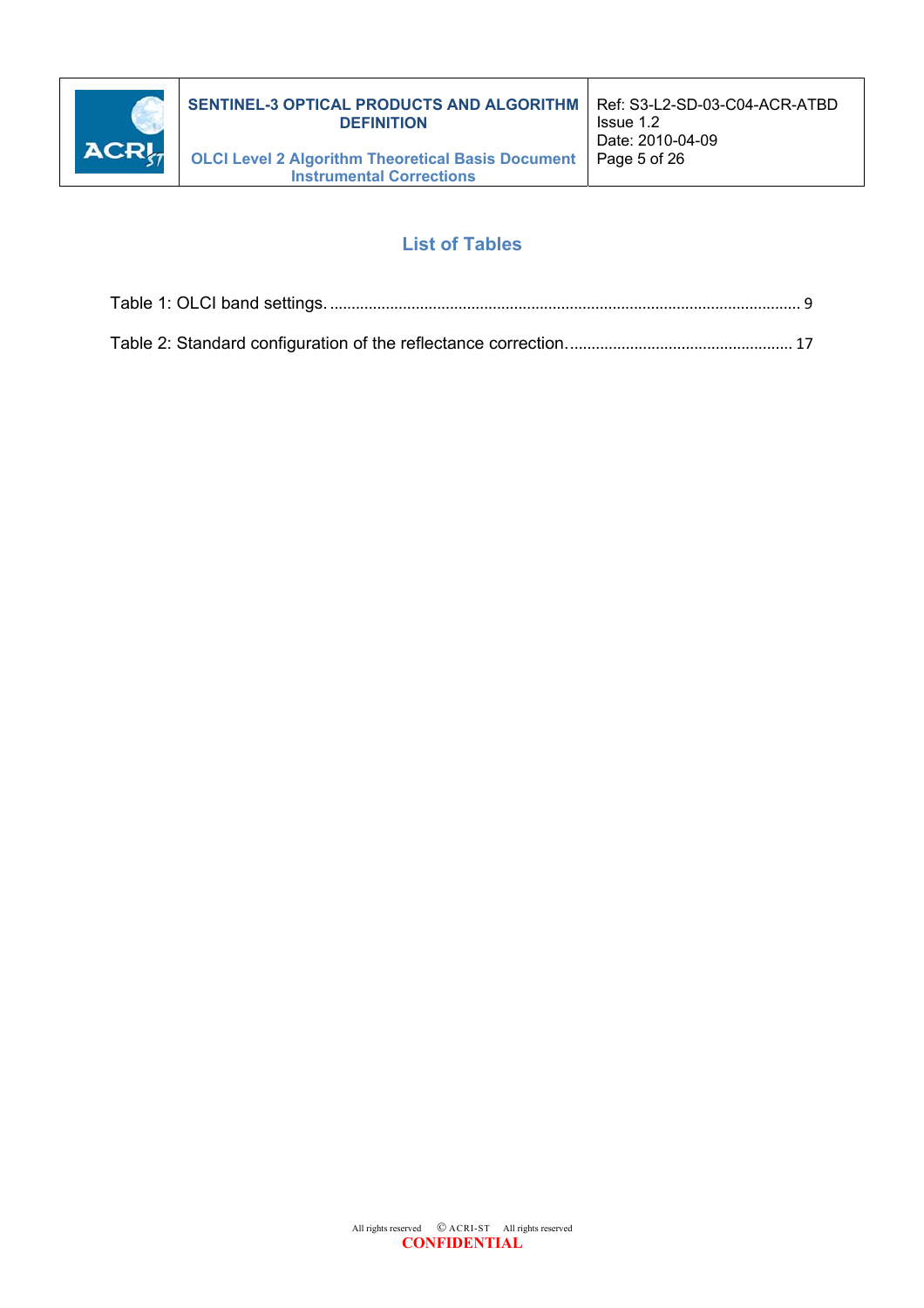# List of Tables

Table 1: OLCI band settings. ........................................................................................................... 9

Table 2: Standard configuration of the reflectance correction. ................................................... 17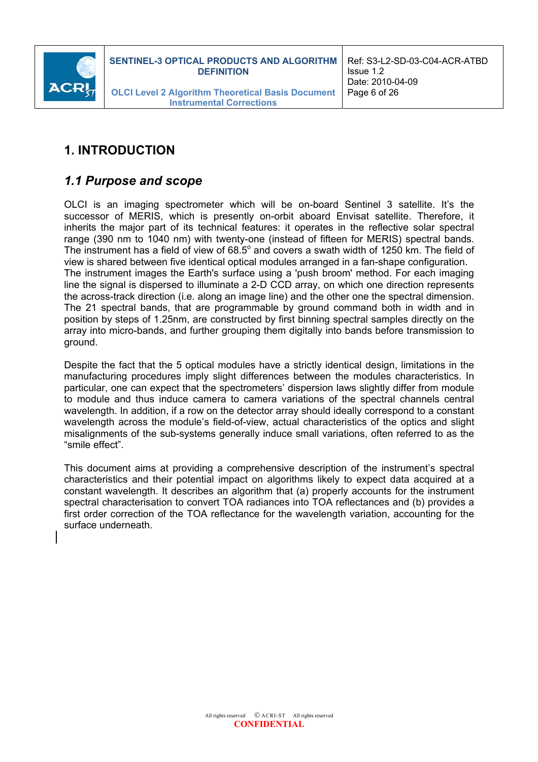# 1. INTRODUCTION

## *1.1 Purpose and scope*

OLCI is an imaging spectrometer which will be on-board Sentinel 3 satellite. It's the successor of MERIS, which is presently on-orbit aboard Envisat satellite. Therefore, it inherits the major part of its technical features: it operates in the reflective solar spectral range (390 nm to 1040 nm) with twenty-one (instead of fifteen for MERIS) spectral bands. The instrument has a field of view of 68.5$^{o}$ and covers a swath width of 1250 km. The field of view is shared between five identical optical modules arranged in a fan-shape configuration. The instrument images the Earth's surface using a 'push broom' method. For each imaging line the signal is dispersed to illuminate a 2-D CCD array, on which one direction represents the across-track direction (i.e. along an image line) and the other one the spectral dimension. The 21 spectral bands, that are programmable by ground command both in width and in position by steps of 1.25nm, are constructed by first binning spectral samples directly on the array into micro-bands, and further grouping them digitally into bands before transmission to ground.

Despite the fact that the 5 optical modules have a strictly identical design, limitations in the manufacturing procedures imply slight differences between the modules characteristics. In particular, one can expect that the spectrometers' dispersion laws slightly differ from module to module and thus induce camera to camera variations of the spectral channels central wavelength. In addition, if a row on the detector array should ideally correspond to a constant wavelength across the module's field-of-view, actual characteristics of the optics and slight misalignments of the sub-systems generally induce small variations, often referred to as the "smile effect".

This document aims at providing a comprehensive description of the instrument's spectral characteristics and their potential impact on algorithms likely to expect data acquired at a constant wavelength. It describes an algorithm that (a) properly accounts for the instrument spectral characterisation to convert TOA radiances into TOA reflectances and (b) provides a first order correction of the TOA reflectance for the wavelength variation, accounting for the surface underneath.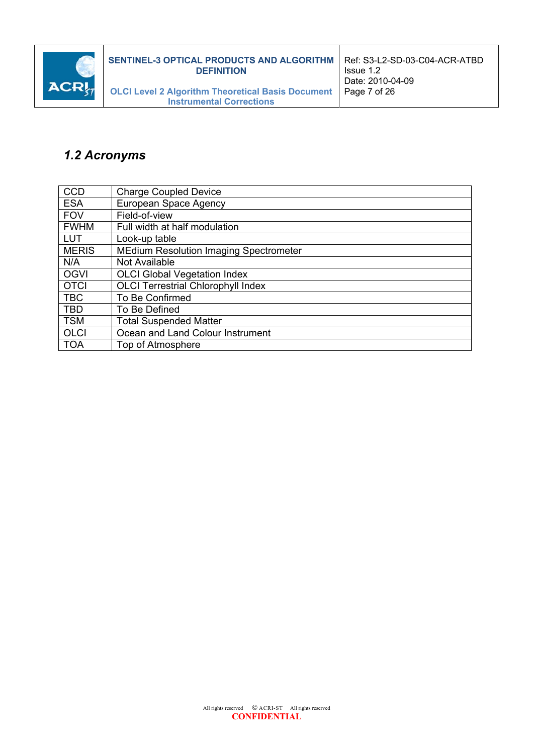## 1.2 Acronyms

| | |
|---|---|
| CCD | Charge Coupled Device |
| ESA | European Space Agency |
| FOV | Field-of-view |
| FWHM | Full width at half modulation |
| LUT | Look-up table |
| MERIS | MEdium Resolution Imaging Spectrometer |
| N/A | Not Available |
| OGVI | OLCI Global Vegetation Index |
| OTCI | OLCI Terrestrial Chlorophyll Index |
| TBC | To Be Confirmed |
| TBD | To Be Defined |
| TSM | Total Suspended Matter |
| OLCI | Ocean and Land Colour Instrument |
| TOA | Top of Atmosphere |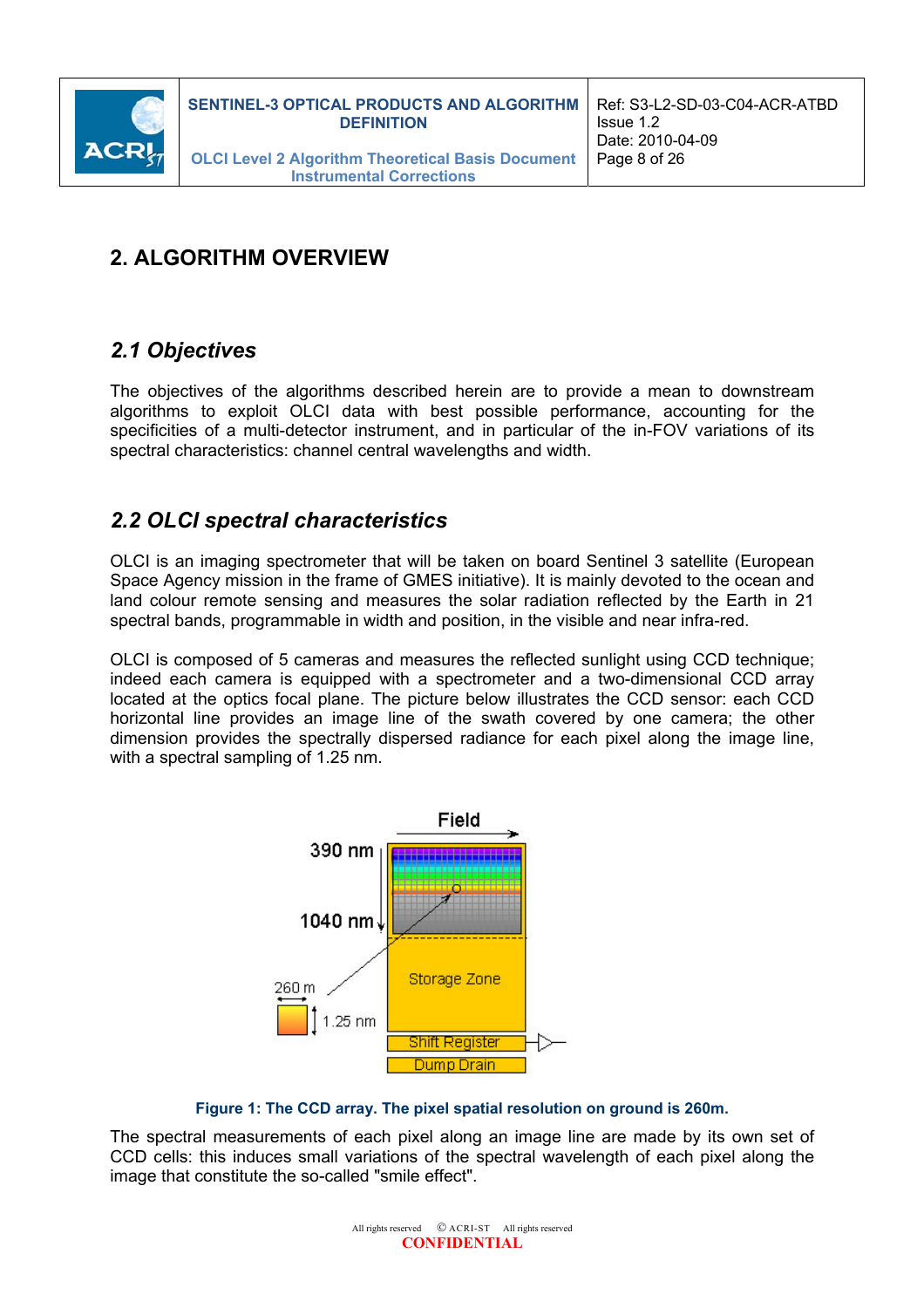# 2. ALGORITHM OVERVIEW

## 2.1 Objectives

The objectives of the algorithms described herein are to provide a mean to downstream algorithms to exploit OLCI data with best possible performance, accounting for the specificities of a multi-detector instrument, and in particular of the in-FOV variations of its spectral characteristics: channel central wavelengths and width.

## 2.2 OLCI spectral characteristics

OLCI is an imaging spectrometer that will be taken on board Sentinel 3 satellite (European Space Agency mission in the frame of GMES initiative). It is mainly devoted to the ocean and land colour remote sensing and measures the solar radiation reflected by the Earth in 21 spectral bands, programmable in width and position, in the visible and near infra-red.

OLCI is composed of 5 cameras and measures the reflected sunlight using CCD technique; indeed each camera is equipped with a spectrometer and a two-dimensional CCD array located at the optics focal plane. The picture below illustrates the CCD sensor: each CCD horizontal line provides an image line of the swath covered by one camera; the other dimension provides the spectrally dispersed radiance for each pixel along the image line, with a spectral sampling of 1.25 nm.

**Figure 1: The CCD array. The pixel spatial resolution on ground is 260m.**

The spectral measurements of each pixel along an image line are made by its own set of CCD cells: this induces small variations of the spectral wavelength of each pixel along the image that constitute the so-called "smile effect".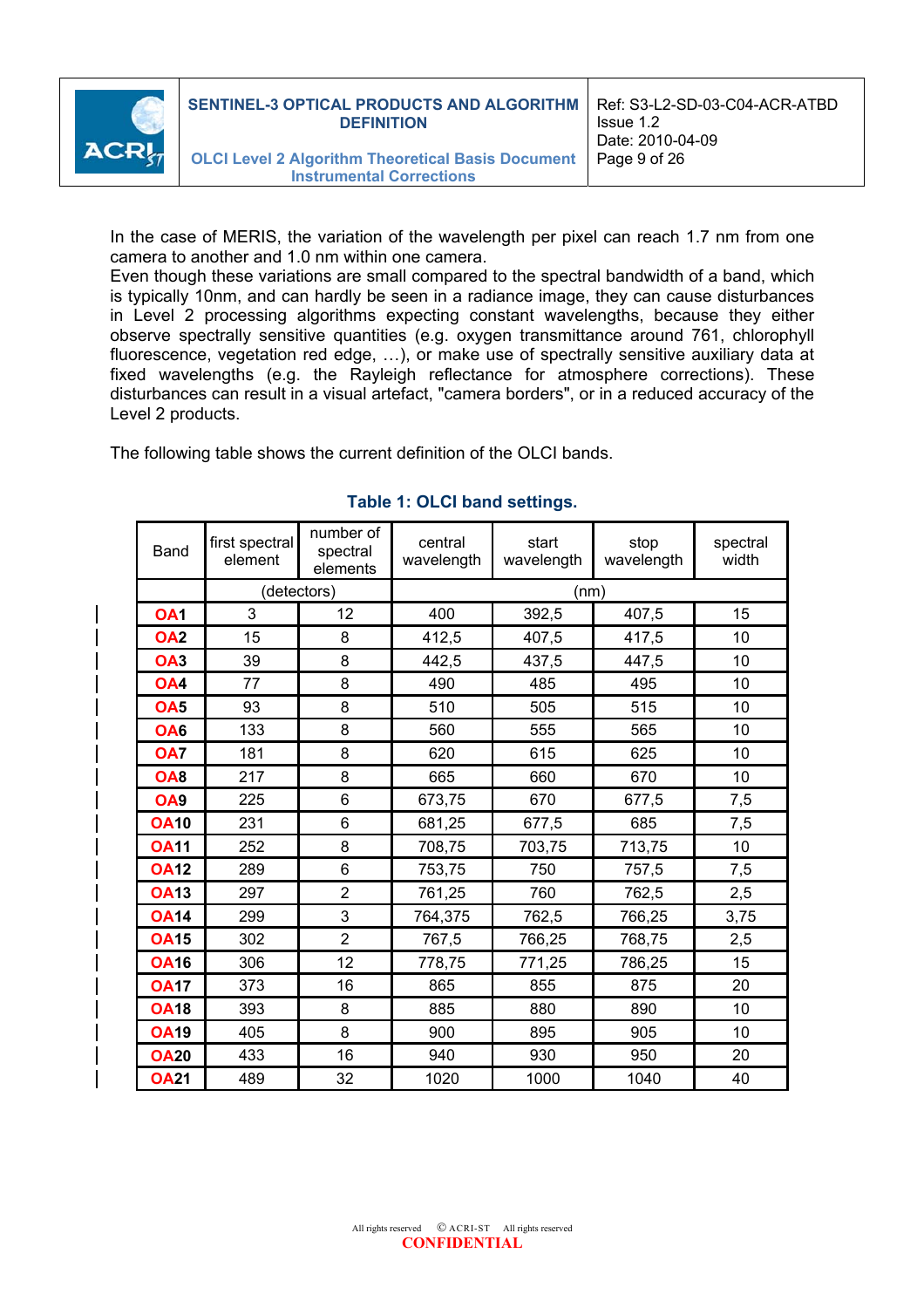In the case of MERIS, the variation of the wavelength per pixel can reach 1.7 nm from one camera to another and 1.0 nm within one camera.
Even though these variations are small compared to the spectral bandwidth of a band, which is typically 10nm, and can hardly be seen in a radiance image, they can cause disturbances in Level 2 processing algorithms expecting constant wavelengths, because they either observe spectrally sensitive quantities (e.g. oxygen transmittance around 761, chlorophyll fluorescence, vegetation red edge, …), or make use of spectrally sensitive auxiliary data at fixed wavelengths (e.g. the Rayleigh reflectance for atmosphere corrections). These disturbances can result in a visual artefact, "camera borders", or in a reduced accuracy of the Level 2 products.

The following table shows the current definition of the OLCI bands.

**Table 1: OLCI band settings.**

| Band | first spectral element | number of spectral elements | central wavelength | start wavelength | stop wavelength | spectral width |
|---|---|---|---|---|---|---|
| | (detectors) | | (nm) | | | |
| OA1 | 3 | 12 | 400 | 392,5 | 407,5 | 15 |
| OA2 | 15 | 8 | 412,5 | 407,5 | 417,5 | 10 |
| OA3 | 39 | 8 | 442,5 | 437,5 | 447,5 | 10 |
| OA4 | 77 | 8 | 490 | 485 | 495 | 10 |
| OA5 | 93 | 8 | 510 | 505 | 515 | 10 |
| OA6 | 133 | 8 | 560 | 555 | 565 | 10 |
| OA7 | 181 | 8 | 620 | 615 | 625 | 10 |
| OA8 | 217 | 8 | 665 | 660 | 670 | 10 |
| OA9 | 225 | 6 | 673,75 | 670 | 677,5 | 7,5 |
| OA10 | 231 | 6 | 681,25 | 677,5 | 685 | 7,5 |
| OA11 | 252 | 8 | 708,75 | 703,75 | 713,75 | 10 |
| OA12 | 289 | 6 | 753,75 | 750 | 757,5 | 7,5 |
| OA13 | 297 | 2 | 761,25 | 760 | 762,5 | 2,5 |
| OA14 | 299 | 3 | 764,375 | 762,5 | 766,25 | 3,75 |
| OA15 | 302 | 2 | 767,5 | 766,25 | 768,75 | 2,5 |
| OA16 | 306 | 12 | 778,75 | 771,25 | 786,25 | 15 |
| OA17 | 373 | 16 | 865 | 855 | 875 | 20 |
| OA18 | 393 | 8 | 885 | 880 | 890 | 10 |
| OA19 | 405 | 8 | 900 | 895 | 905 | 10 |
| OA20 | 433 | 16 | 940 | 930 | 950 | 20 |
| OA21 | 489 | 32 | 1020 | 1000 | 1040 | 40 |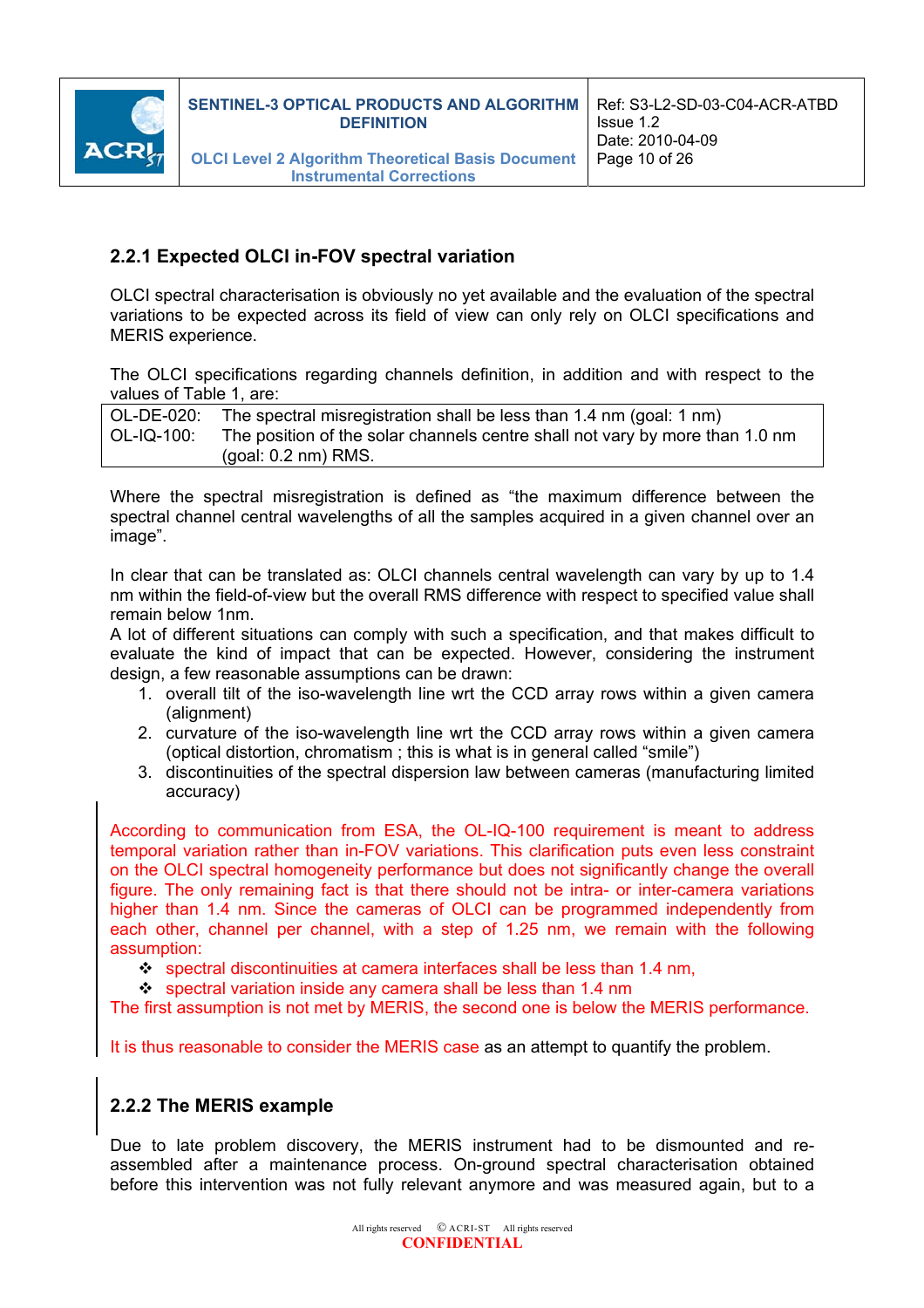### 2.2.1 Expected OLCI in-FOV spectral variation

OLCI spectral characterisation is obviously no yet available and the evaluation of the spectral variations to be expected across its field of view can only rely on OLCI specifications and MERIS experience.

The OLCI specifications regarding channels definition, in addition and with respect to the values of Table 1, are:

| | |
|---|---|
| OL-DE-020: | The spectral misregistration shall be less than 1.4 nm (goal: 1 nm) |
| OL-IQ-100: | The position of the solar channels centre shall not vary by more than 1.0 nm (goal: 0.2 nm) RMS. |

Where the spectral misregistration is defined as “the maximum difference between the spectral channel central wavelengths of all the samples acquired in a given channel over an image”.

In clear that can be translated as: OLCI channels central wavelength can vary by up to 1.4 nm within the field-of-view but the overall RMS difference with respect to specified value shall remain below 1nm.

A lot of different situations can comply with such a specification, and that makes difficult to evaluate the kind of impact that can be expected. However, considering the instrument design, a few reasonable assumptions can be drawn:

1. overall tilt of the iso-wavelength line wrt the CCD array rows within a given camera (alignment)
2. curvature of the iso-wavelength line wrt the CCD array rows within a given camera (optical distortion, chromatism ; this is what is in general called “smile”)
3. discontinuities of the spectral dispersion law between cameras (manufacturing limited accuracy)

According to communication from ESA, the OL-IQ-100 requirement is meant to address temporal variation rather than in-FOV variations. This clarification puts even less constraint on the OLCI spectral homogeneity performance but does not significantly change the overall figure. The only remaining fact is that there should not be intra- or inter-camera variations higher than 1.4 nm. Since the cameras of OLCI can be programmed independently from each other, channel per channel, with a step of 1.25 nm, we remain with the following assumption:

- spectral discontinuities at camera interfaces shall be less than 1.4 nm,
- spectral variation inside any camera shall be less than 1.4 nm

The first assumption is not met by MERIS, the second one is below the MERIS performance.

It is thus reasonable to consider the MERIS case as an attempt to quantify the problem.

### 2.2.2 The MERIS example

Due to late problem discovery, the MERIS instrument had to be dismounted and re-assembled after a maintenance process. On-ground spectral characterisation obtained before this intervention was not fully relevant anymore and was measured again, but to a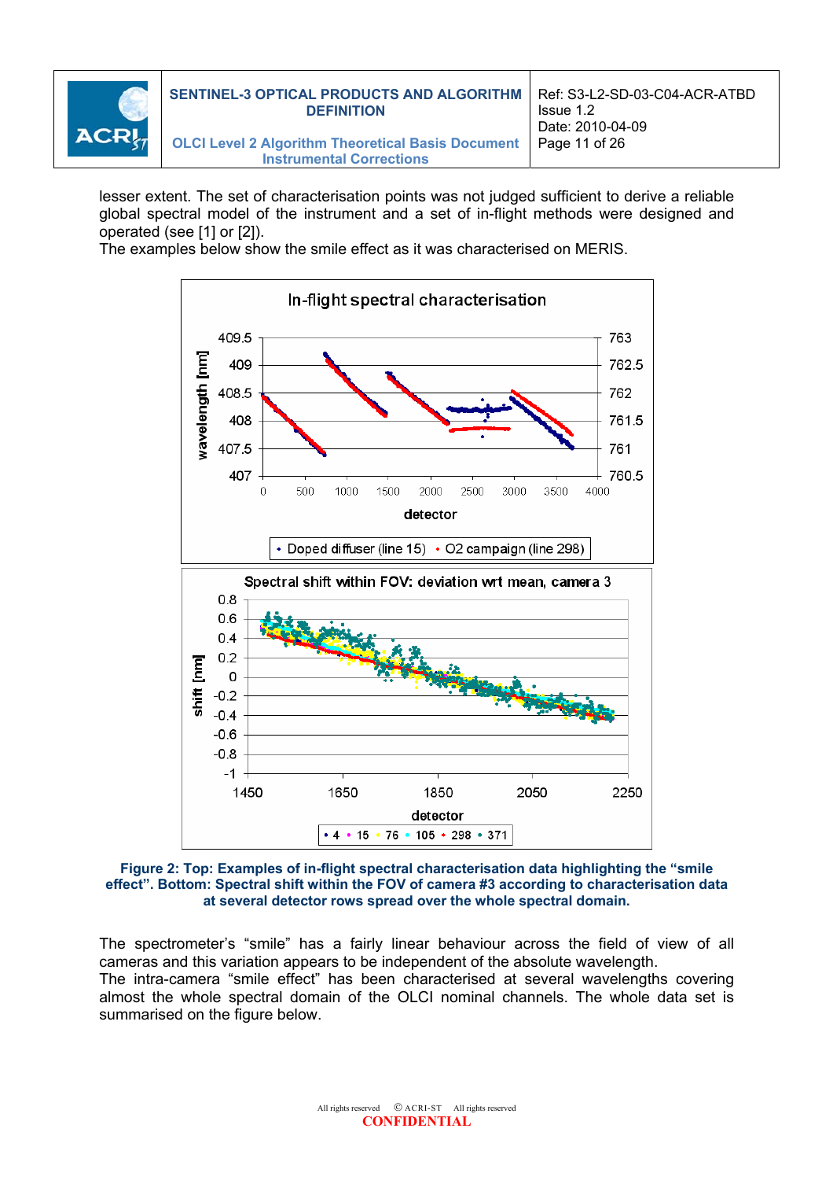lesser extent. The set of characterisation points was not judged sufficient to derive a reliable global spectral model of the instrument and a set of in-flight methods were designed and operated (see [1] or [2]).

The examples below show the smile effect as it was characterised on MERIS.

**Figure 2: Top: Examples of in-flight spectral characterisation data highlighting the "smile effect". Bottom: Spectral shift within the FOV of camera #3 according to characterisation data at several detector rows spread over the whole spectral domain.**

The spectrometer's "smile" has a fairly linear behaviour across the field of view of all cameras and this variation appears to be independent of the absolute wavelength.

The intra-camera "smile effect" has been characterised at several wavelengths covering almost the whole spectral domain of the OLCI nominal channels. The whole data set is summarised on the figure below.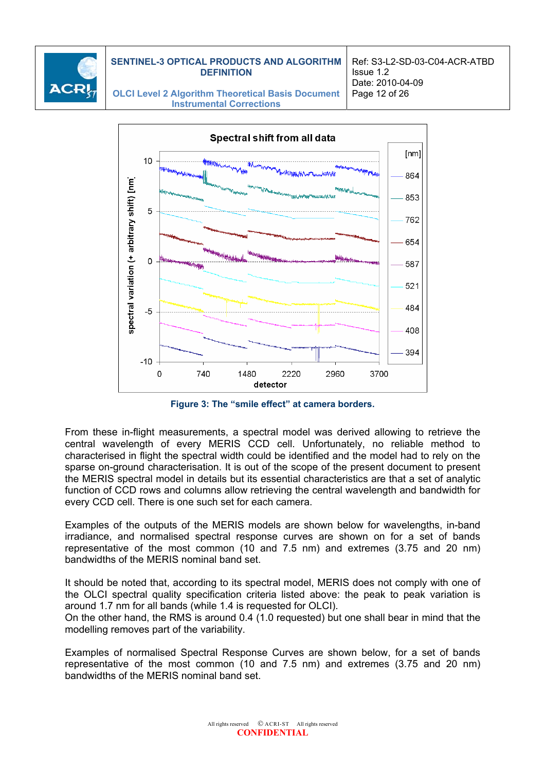Figure 3: The "smile effect" at camera borders.

From these in-flight measurements, a spectral model was derived allowing to retrieve the central wavelength of every MERIS CCD cell. Unfortunately, no reliable method to characterised in flight the spectral width could be identified and the model had to rely on the sparse on-ground characterisation. It is out of the scope of the present document to present the MERIS spectral model in details but its essential characteristics are that a set of analytic function of CCD rows and columns allow retrieving the central wavelength and bandwidth for every CCD cell. There is one such set for each camera.

Examples of the outputs of the MERIS models are shown below for wavelengths, in-band irradiance, and normalised spectral response curves are shown on for a set of bands representative of the most common (10 and 7.5 nm) and extremes (3.75 and 20 nm) bandwidths of the MERIS nominal band set.

It should be noted that, according to its spectral model, MERIS does not comply with one of the OLCI spectral quality specification criteria listed above: the peak to peak variation is around 1.7 nm for all bands (while 1.4 is requested for OLCI).
On the other hand, the RMS is around 0.4 (1.0 requested) but one shall bear in mind that the modelling removes part of the variability.

Examples of normalised Spectral Response Curves are shown below, for a set of bands representative of the most common (10 and 7.5 nm) and extremes (3.75 and 20 nm) bandwidths of the MERIS nominal band set.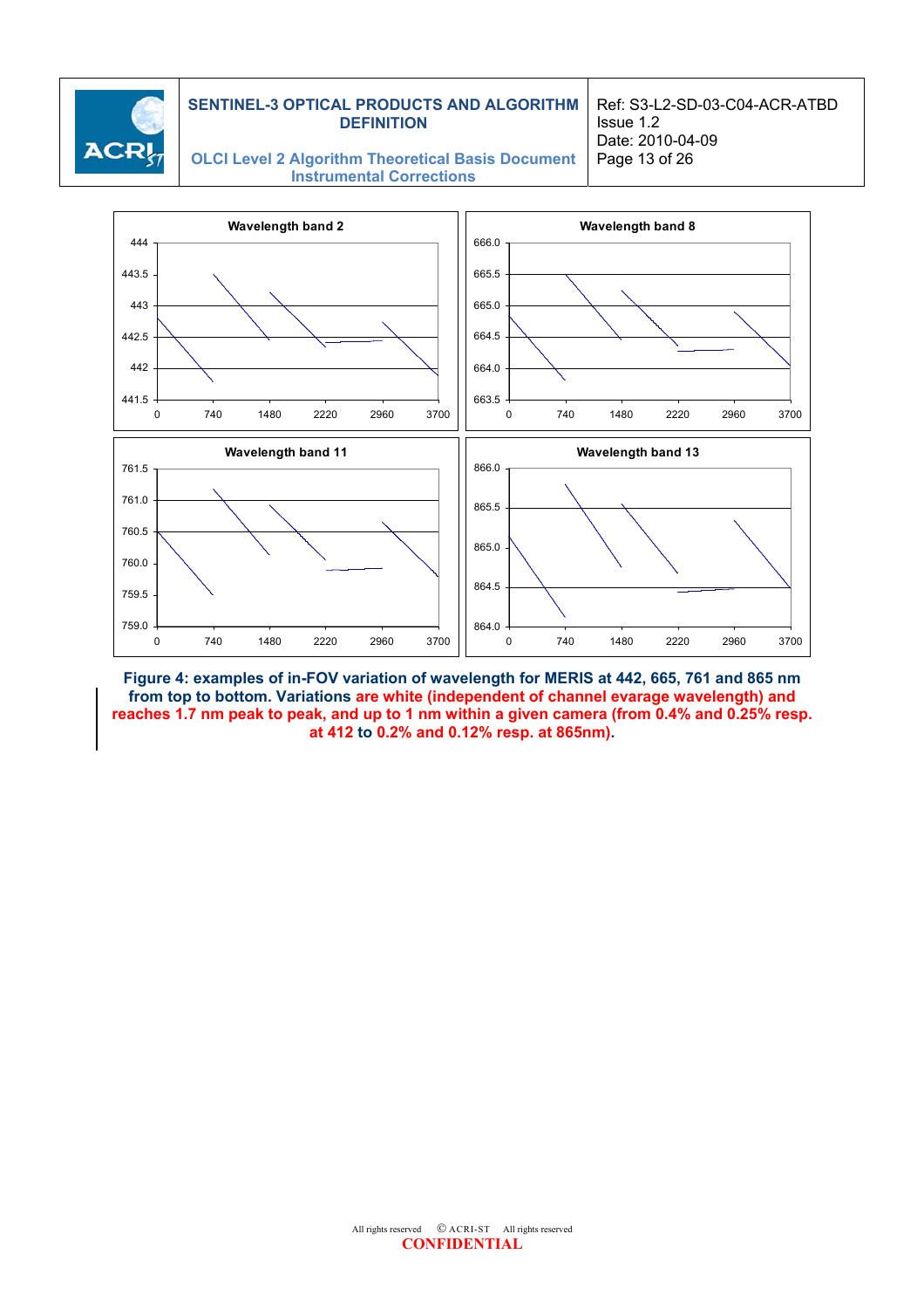**Figure 4: examples of in-FOV variation of wavelength for MERIS at 442, 665, 761 and 865 nm from top to bottom. Variations are white (independent of channel evarage wavelength) and reaches 1.7 nm peak to peak, and up to 1 nm within a given camera (from 0.4% and 0.25% resp. at 412 to 0.2% and 0.12% resp. at 865nm).**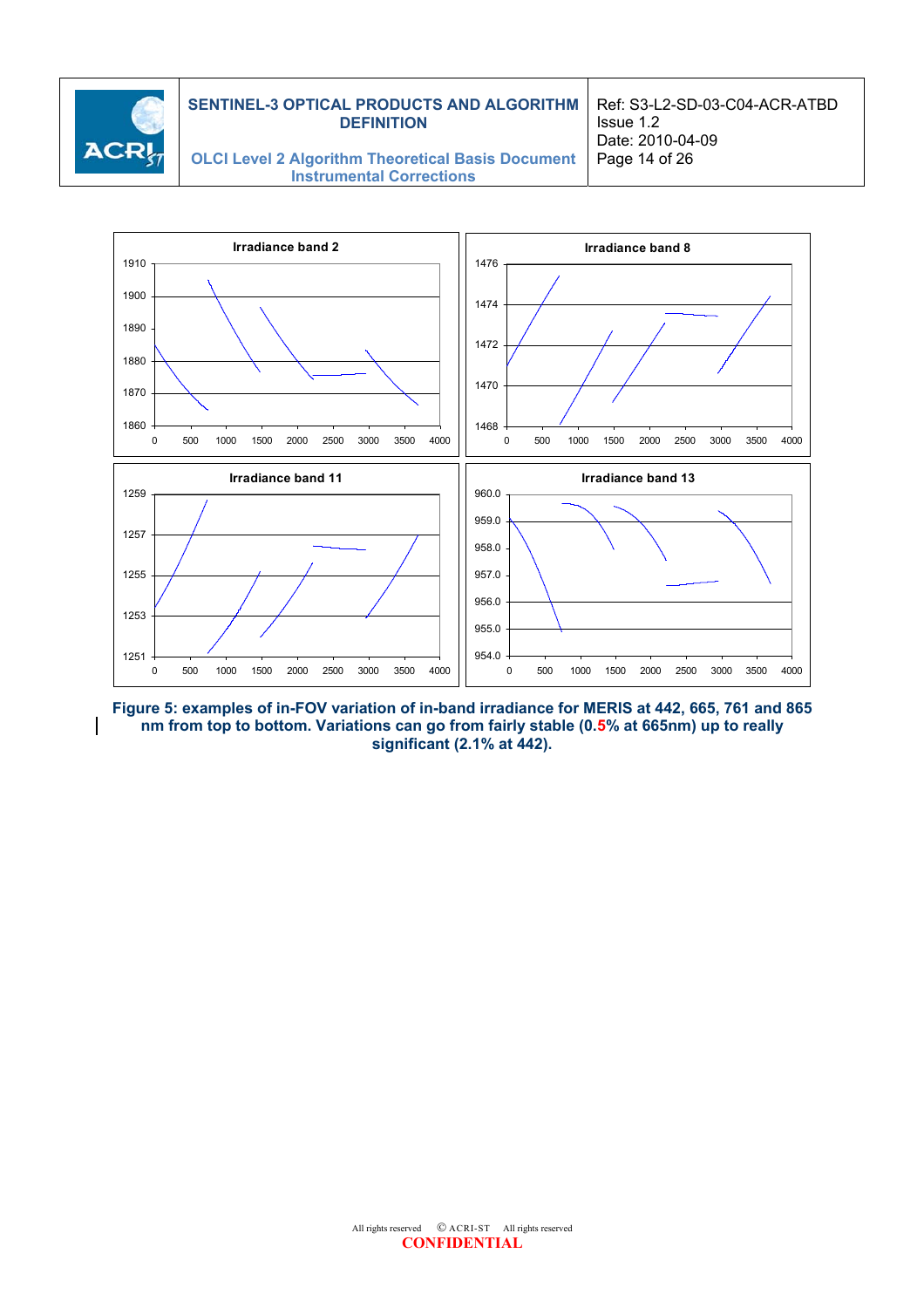**Figure 5: examples of in-FOV variation of in-band irradiance for MERIS at 442, 665, 761 and 865 nm from top to bottom. Variations can go from fairly stable (0.5% at 665nm) up to really significant (2.1% at 442).**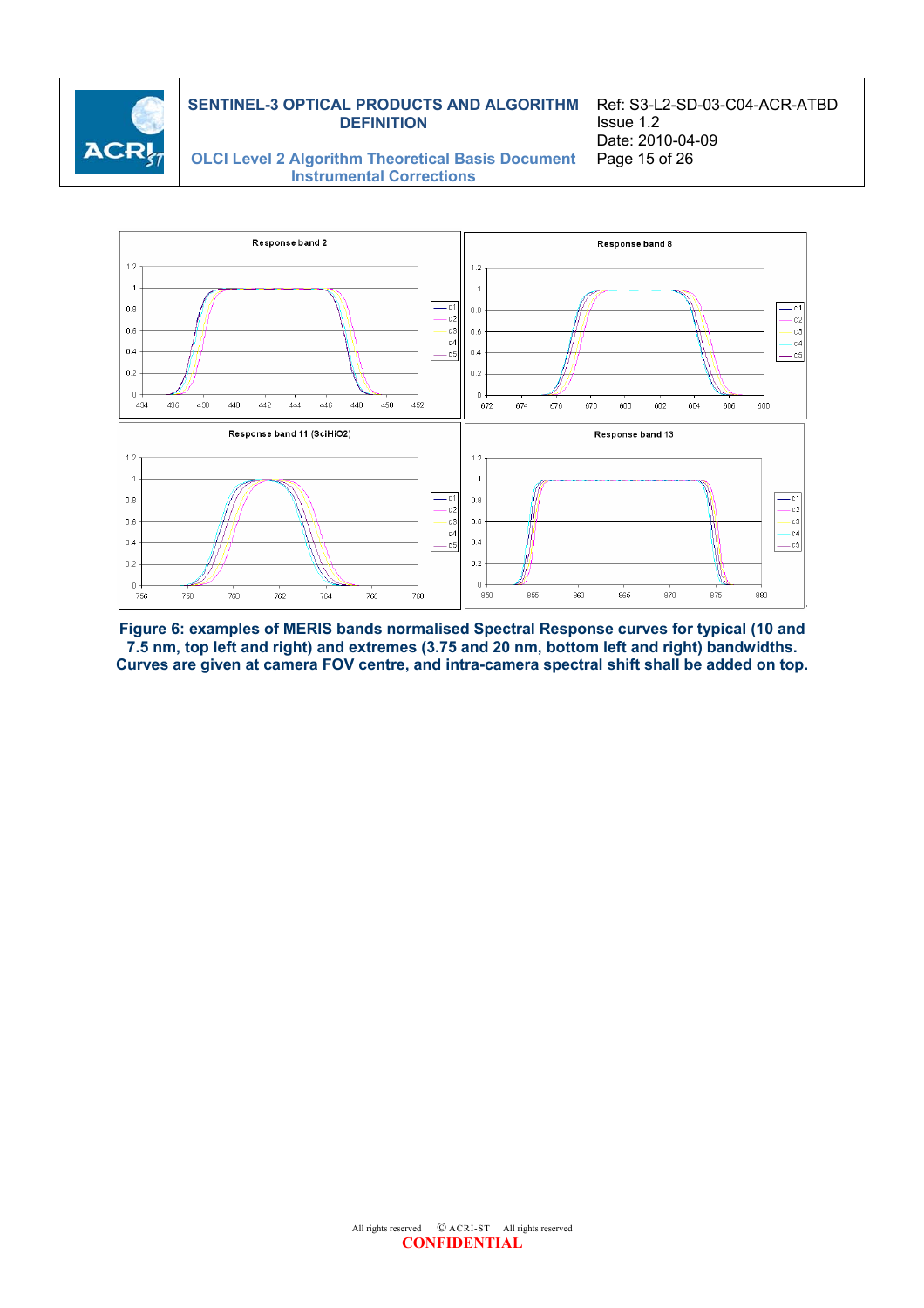Figure 6: examples of MERIS bands normalised Spectral Response curves for typical (10 and 7.5 nm, top left and right) and extremes (3.75 and 20 nm, bottom left and right) bandwidths. Curves are given at camera FOV centre, and intra-camera spectral shift shall be added on top.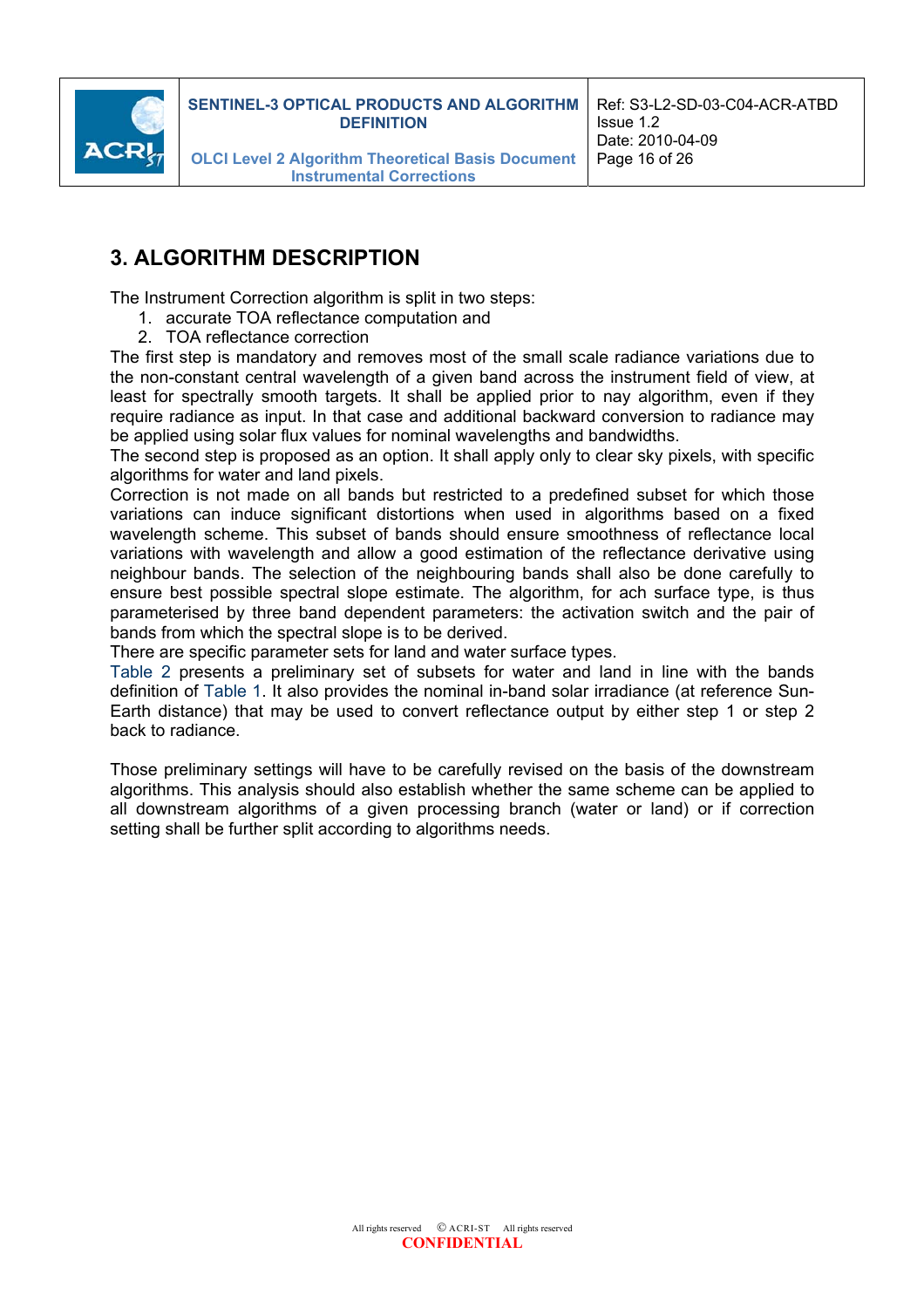# 3. ALGORITHM DESCRIPTION

The Instrument Correction algorithm is split in two steps:

1. accurate TOA reflectance computation and
2. TOA reflectance correction

The first step is mandatory and removes most of the small scale radiance variations due to the non-constant central wavelength of a given band across the instrument field of view, at least for spectrally smooth targets. It shall be applied prior to nay algorithm, even if they require radiance as input. In that case and additional backward conversion to radiance may be applied using solar flux values for nominal wavelengths and bandwidths.

The second step is proposed as an option. It shall apply only to clear sky pixels, with specific algorithms for water and land pixels.

Correction is not made on all bands but restricted to a predefined subset for which those variations can induce significant distortions when used in algorithms based on a fixed wavelength scheme. This subset of bands should ensure smoothness of reflectance local variations with wavelength and allow a good estimation of the reflectance derivative using neighbour bands. The selection of the neighbouring bands shall also be done carefully to ensure best possible spectral slope estimate. The algorithm, for ach surface type, is thus parameterised by three band dependent parameters: the activation switch and the pair of bands from which the spectral slope is to be derived.

There are specific parameter sets for land and water surface types.

Table 2 presents a preliminary set of subsets for water and land in line with the bands definition of Table 1. It also provides the nominal in-band solar irradiance (at reference Sun-Earth distance) that may be used to convert reflectance output by either step 1 or step 2 back to radiance.

Those preliminary settings will have to be carefully revised on the basis of the downstream algorithms. This analysis should also establish whether the same scheme can be applied to all downstream algorithms of a given processing branch (water or land) or if correction setting shall be further split according to algorithms needs.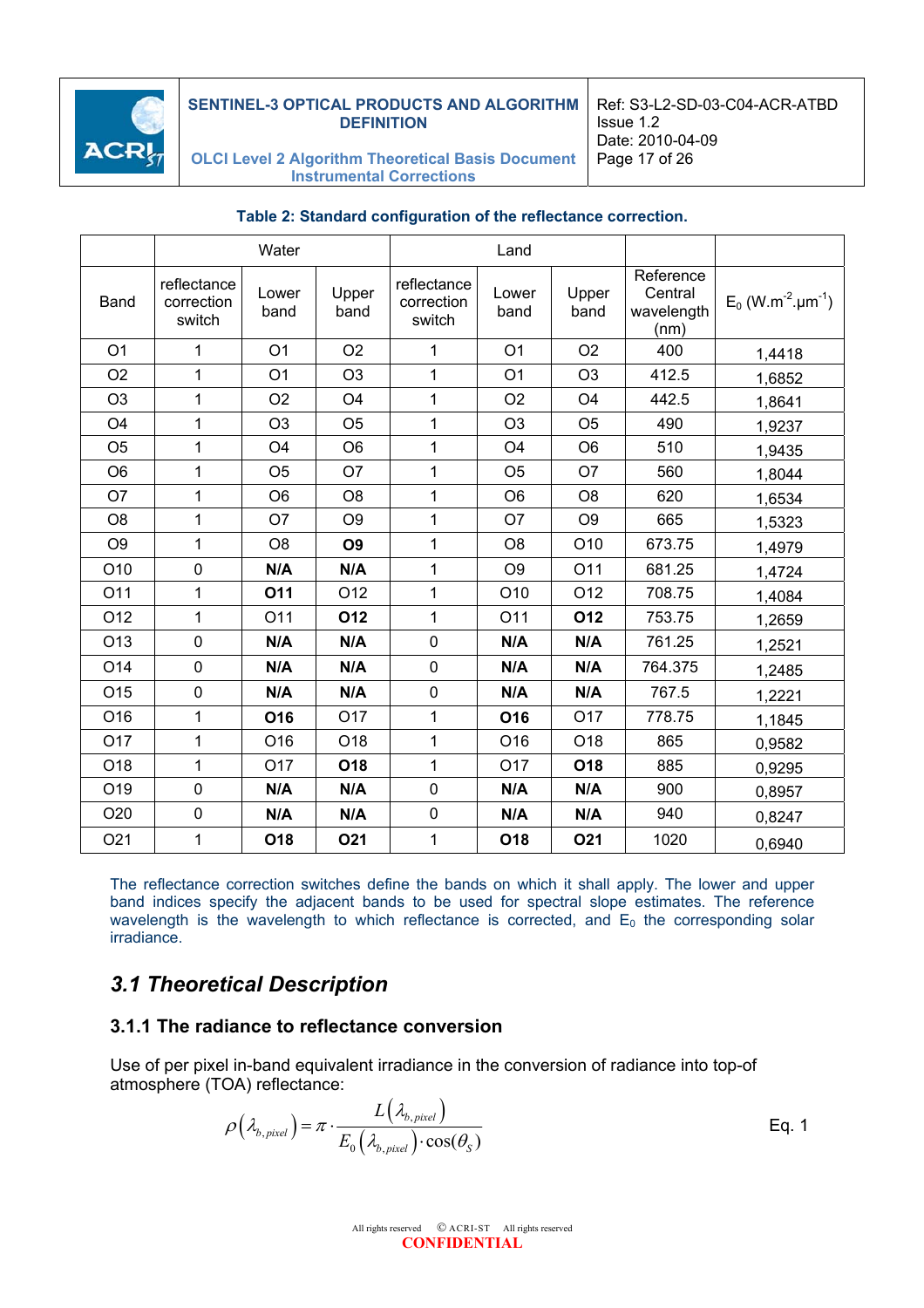**Table 2: Standard configuration of the reflectance correction.**

| | Water | | | Land | | | | |
|---|---|---|---|---|---|---|---|---|
| Band | reflectance correction switch | Lower band | Upper band | reflectance correction switch | Lower band | Upper band | Reference Central wavelength (nm) | $E_0$ ($W.m^{-2}.\mu m^{-1}$) |
| O1 | 1 | O1 | O2 | 1 | O1 | O2 | 400 | 1,4418 |
| O2 | 1 | O1 | O3 | 1 | O1 | O3 | 412.5 | 1,6852 |
| O3 | 1 | O2 | O4 | 1 | O2 | O4 | 442.5 | 1,8641 |
| O4 | 1 | O3 | O5 | 1 | O3 | O5 | 490 | 1,9237 |
| O5 | 1 | O4 | O6 | 1 | O4 | O6 | 510 | 1,9435 |
| O6 | 1 | O5 | O7 | 1 | O5 | O7 | 560 | 1,8044 |
| O7 | 1 | O6 | O8 | 1 | O6 | O8 | 620 | 1,6534 |
| O8 | 1 | O7 | O9 | 1 | O7 | O9 | 665 | 1,5323 |
| O9 | 1 | O8 | **O9** | 1 | O8 | O10 | 673.75 | 1,4979 |
| O10 | 0 | **N/A** | **N/A** | 1 | O9 | O11 | 681.25 | 1,4724 |
| O11 | 1 | **O11** | O12 | 1 | O10 | O12 | 708.75 | 1,4084 |
| O12 | 1 | O11 | **O12** | 1 | O11 | **O12** | 753.75 | 1,2659 |
| O13 | 0 | **N/A** | **N/A** | 0 | **N/A** | **N/A** | 761.25 | 1,2521 |
| O14 | 0 | **N/A** | **N/A** | 0 | **N/A** | **N/A** | 764.375 | 1,2485 |
| O15 | 0 | **N/A** | **N/A** | 0 | **N/A** | **N/A** | 767.5 | 1,2221 |
| O16 | 1 | **O16** | O17 | 1 | **O16** | O17 | 778.75 | 1,1845 |
| O17 | 1 | O16 | O18 | 1 | O16 | O18 | 865 | 0,9582 |
| O18 | 1 | O17 | **O18** | 1 | O17 | **O18** | 885 | 0,9295 |
| O19 | 0 | **N/A** | **N/A** | 0 | **N/A** | **N/A** | 900 | 0,8957 |
| O20 | 0 | **N/A** | **N/A** | 0 | **N/A** | **N/A** | 940 | 0,8247 |
| O21 | 1 | **O18** | **O21** | 1 | **O18** | **O21** | 1020 | 0,6940 |

The reflectance correction switches define the bands on which it shall apply. The lower and upper band indices specify the adjacent bands to be used for spectral slope estimates. The reference wavelength is the wavelength to which reflectance is corrected, and $E_0$ the corresponding solar irradiance.

## *3.1 Theoretical Description*

### 3.1.1 The radiance to reflectance conversion

Use of per pixel in-band equivalent irradiance in the conversion of radiance into top-of atmosphere (TOA) reflectance:

$$\rho\left(\lambda_{b,pixel}\right) = \pi \cdot \frac{L\left(\lambda_{b,pixel}\right)}{E_0\left(\lambda_{b,pixel}\right) \cdot \cos(\theta_S)} \qquad \text{Eq. 1}$$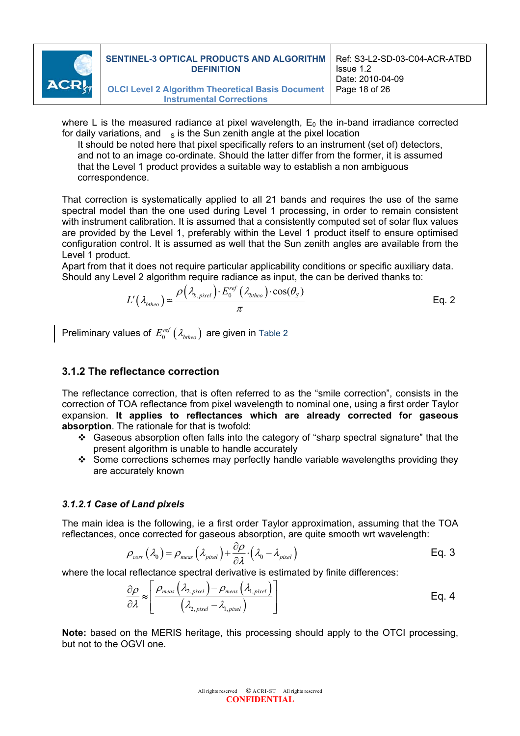where L is the measured radiance at pixel wavelength, $E_0$ the in-band irradiance corrected for daily variations, and $\theta_S$ is the Sun zenith angle at the pixel location

It should be noted here that pixel specifically refers to an instrument (set of) detectors, and not to an image co-ordinate. Should the latter differ from the former, it is assumed that the Level 1 product provides a suitable way to establish a non ambiguous correspondence.

That correction is systematically applied to all 21 bands and requires the use of the same spectral model than the one used during Level 1 processing, in order to remain consistent with instrument calibration. It is assumed that a consistently computed set of solar flux values are provided by the Level 1, preferably within the Level 1 product itself to ensure optimised configuration control. It is assumed as well that the Sun zenith angles are available from the Level 1 product.

Apart from that it does not require particular applicability conditions or specific auxiliary data. Should any Level 2 algorithm require radiance as input, the can be derived thanks to:

$$L'\left(\lambda_{btheo}\right) \simeq \frac{\rho\left(\lambda_{b,pixel}\right) \cdot E_0^{ref}\left(\lambda_{btheo}\right) \cdot \cos(\theta_S)}{\pi} \quad \text{Eq. 2}$$

Preliminary values of $E_0^{ref}\left(\lambda_{btheo}\right)$ are given in Table 2

### 3.1.2 The reflectance correction

The reflectance correction, that is often referred to as the "smile correction", consists in the correction of TOA reflectance from pixel wavelength to nominal one, using a first order Taylor expansion. **It applies to reflectances which are already corrected for gaseous absorption**. The rationale for that is twofold:

- Gaseous absorption often falls into the category of "sharp spectral signature" that the present algorithm is unable to handle accurately
- Some corrections schemes may perfectly handle variable wavelengths providing they are accurately known

#### *3.1.2.1 Case of Land pixels*

The main idea is the following, ie a first order Taylor approximation, assuming that the TOA reflectances, once corrected for gaseous absorption, are quite smooth wrt wavelength:

$$\rho_{corr}\left(\lambda_0\right) = \rho_{meas}\left(\lambda_{pixel}\right) + \frac{\partial \rho}{\partial \lambda} \cdot \left(\lambda_0 - \lambda_{pixel}\right) \quad \text{Eq. 3}$$

where the local reflectance spectral derivative is estimated by finite differences:

$$\frac{\partial \rho}{\partial \lambda} \approx \left[\frac{\rho_{meas}\left(\lambda_{2,pixel}\right) - \rho_{meas}\left(\lambda_{1,pixel}\right)}{\left(\lambda_{2,pixel} - \lambda_{1,pixel}\right)}\right] \quad \text{Eq. 4}$$

**Note:** based on the MERIS heritage, this processing should apply to the OTCI processing, but not to the OGVI one.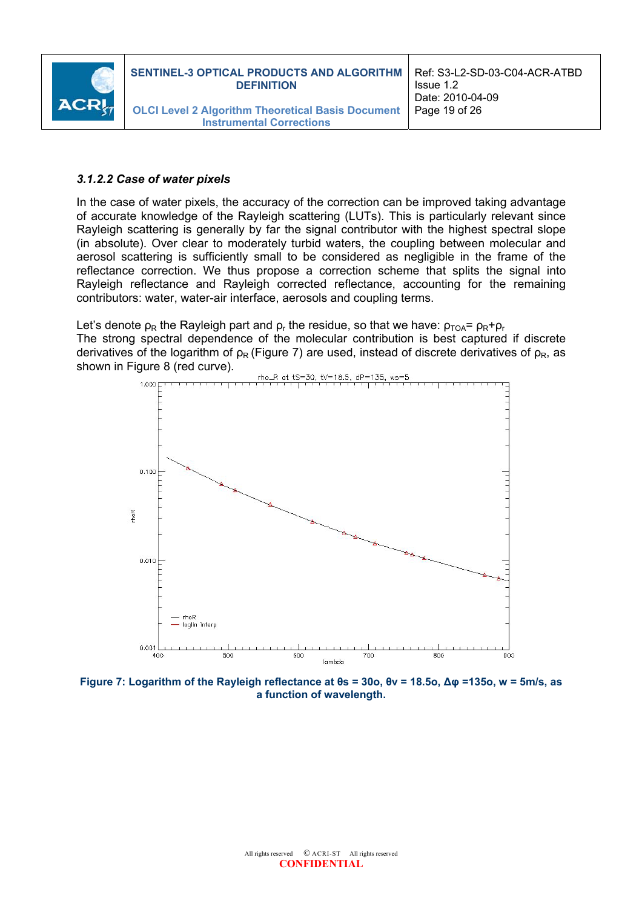### *3.1.2.2 Case of water pixels*

In the case of water pixels, the accuracy of the correction can be improved taking advantage of accurate knowledge of the Rayleigh scattering (LUTs). This is particularly relevant since Rayleigh scattering is generally by far the signal contributor with the highest spectral slope (in absolute). Over clear to moderately turbid waters, the coupling between molecular and aerosol scattering is sufficiently small to be considered as negligible in the frame of the reflectance correction. We thus propose a correction scheme that splits the signal into Rayleigh reflectance and Rayleigh corrected reflectance, accounting for the remaining contributors: water, water-air interface, aerosols and coupling terms.

Let's denote $\rho_R$ the Rayleigh part and $\rho_r$ the residue, so that we have: $\rho_{TOA} = \rho_R + \rho_r$

The strong spectral dependence of the molecular contribution is best captured if discrete derivatives of the logarithm of $\rho_R$ (Figure 7) are used, instead of discrete derivatives of $\rho_R$, as shown in Figure 8 (red curve).

**Figure 7: Logarithm of the Rayleigh reflectance at θs = 30o, θv = 18.5o, Δφ =135o, w = 5m/s, as a function of wavelength.**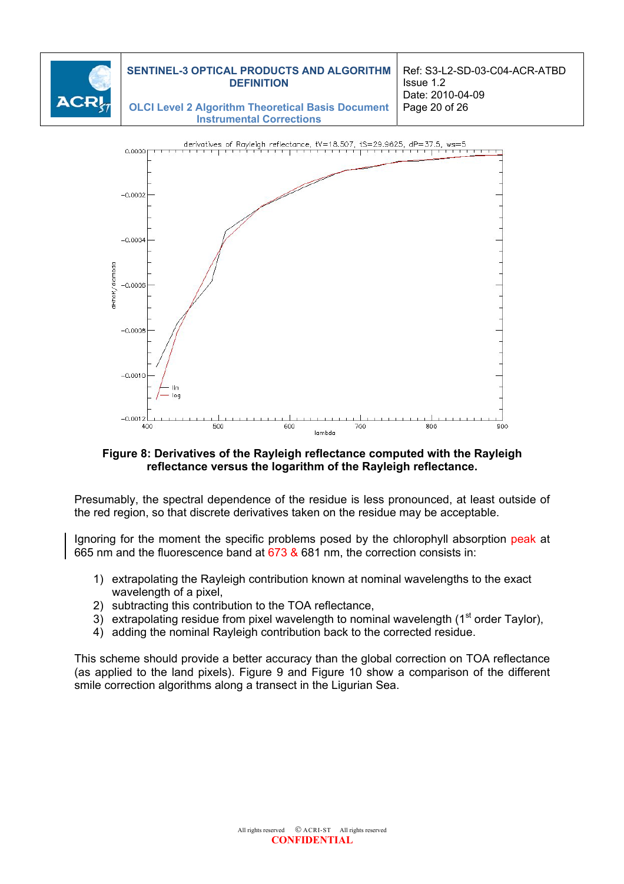**Figure 8: Derivatives of the Rayleigh reflectance computed with the Rayleigh reflectance versus the logarithm of the Rayleigh reflectance.**

Presumably, the spectral dependence of the residue is less pronounced, at least outside of the red region, so that discrete derivatives taken on the residue may be acceptable.

Ignoring for the moment the specific problems posed by the chlorophyll absorption peak at 665 nm and the fluorescence band at 673 & 681 nm, the correction consists in:

1) extrapolating the Rayleigh contribution known at nominal wavelengths to the exact wavelength of a pixel,
2) subtracting this contribution to the TOA reflectance,
3) extrapolating residue from pixel wavelength to nominal wavelength (1$^{st}$ order Taylor),
4) adding the nominal Rayleigh contribution back to the corrected residue.

This scheme should provide a better accuracy than the global correction on TOA reflectance (as applied to the land pixels). Figure 9 and Figure 10 show a comparison of the different smile correction algorithms along a transect in the Ligurian Sea.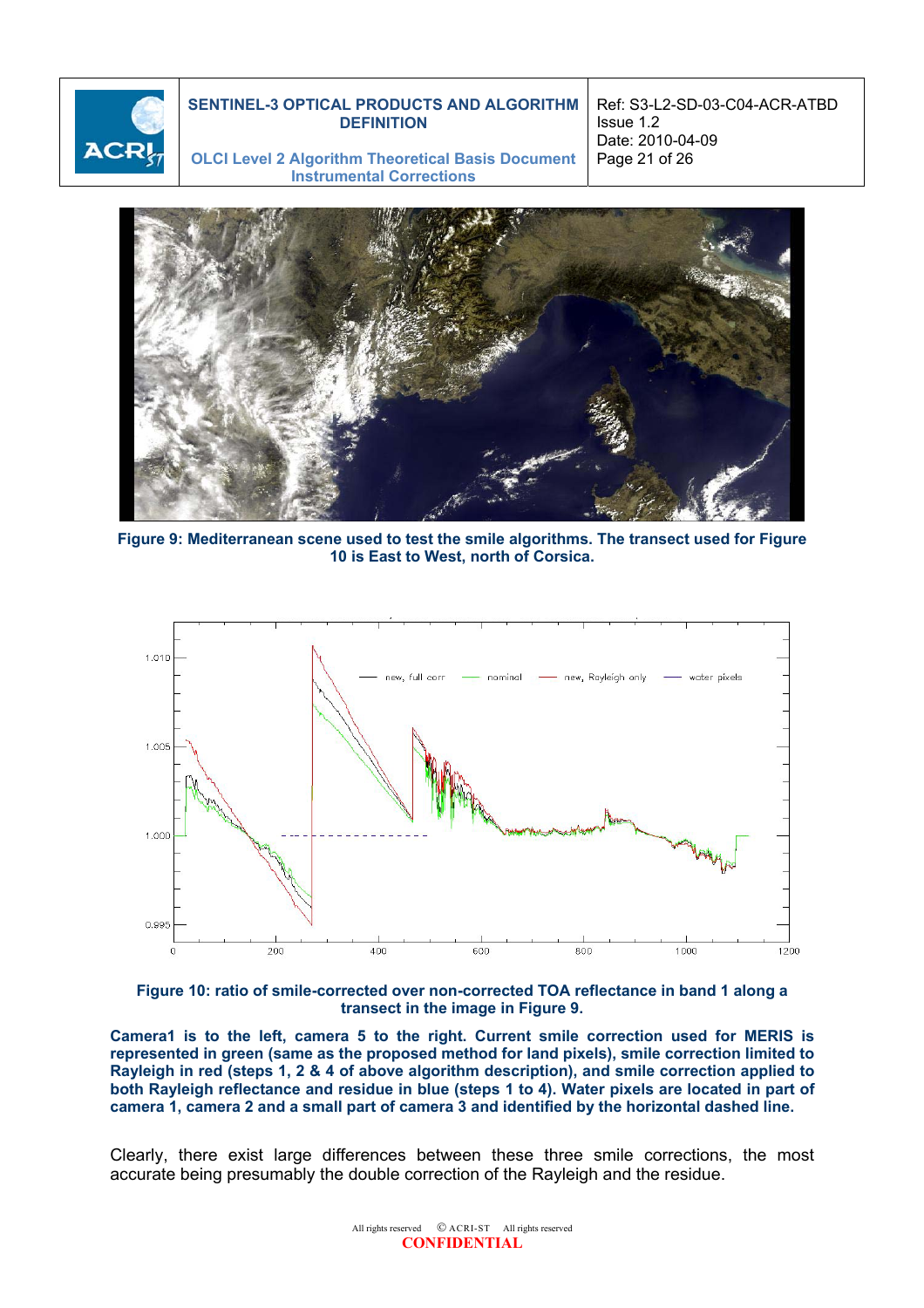**Figure 9: Mediterranean scene used to test the smile algorithms. The transect used for Figure 10 is East to West, north of Corsica.**

**Figure 10: ratio of smile-corrected over non-corrected TOA reflectance in band 1 along a transect in the image in Figure 9.**

**Camera1 is to the left, camera 5 to the right. Current smile correction used for MERIS is represented in green (same as the proposed method for land pixels), smile correction limited to Rayleigh in red (steps 1, 2 & 4 of above algorithm description), and smile correction applied to both Rayleigh reflectance and residue in blue (steps 1 to 4). Water pixels are located in part of camera 1, camera 2 and a small part of camera 3 and identified by the horizontal dashed line.**

Clearly, there exist large differences between these three smile corrections, the most accurate being presumably the double correction of the Rayleigh and the residue.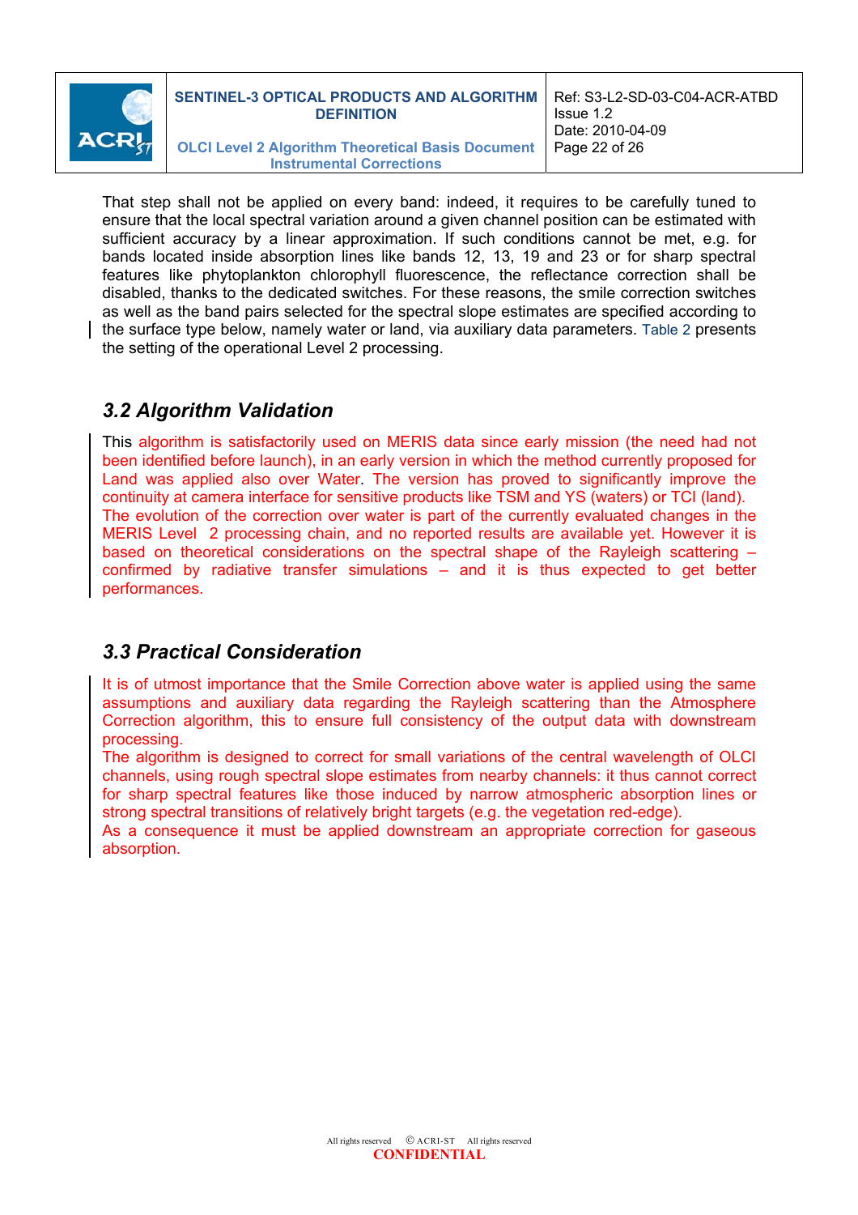That step shall not be applied on every band: indeed, it requires to be carefully tuned to ensure that the local spectral variation around a given channel position can be estimated with sufficient accuracy by a linear approximation. If such conditions cannot be met, e.g. for bands located inside absorption lines like bands 12, 13, 19 and 23 or for sharp spectral features like phytoplankton chlorophyll fluorescence, the reflectance correction shall be disabled, thanks to the dedicated switches. For these reasons, the smile correction switches as well as the band pairs selected for the spectral slope estimates are specified according to the surface type below, namely water or land, via auxiliary data parameters. Table 2 presents the setting of the operational Level 2 processing.

## 3.2 Algorithm Validation

This algorithm is satisfactorily used on MERIS data since early mission (the need had not been identified before launch), in an early version in which the method currently proposed for Land was applied also over Water. The version has proved to significantly improve the continuity at camera interface for sensitive products like TSM and YS (waters) or TCI (land).
The evolution of the correction over water is part of the currently evaluated changes in the MERIS Level 2 processing chain, and no reported results are available yet. However it is based on theoretical considerations on the spectral shape of the Rayleigh scattering – confirmed by radiative transfer simulations – and it is thus expected to get better performances.

## 3.3 Practical Consideration

It is of utmost importance that the Smile Correction above water is applied using the same assumptions and auxiliary data regarding the Rayleigh scattering than the Atmosphere Correction algorithm, this to ensure full consistency of the output data with downstream processing.
The algorithm is designed to correct for small variations of the central wavelength of OLCI channels, using rough spectral slope estimates from nearby channels: it thus cannot correct for sharp spectral features like those induced by narrow atmospheric absorption lines or strong spectral transitions of relatively bright targets (e.g. the vegetation red-edge).
As a consequence it must be applied downstream an appropriate correction for gaseous absorption.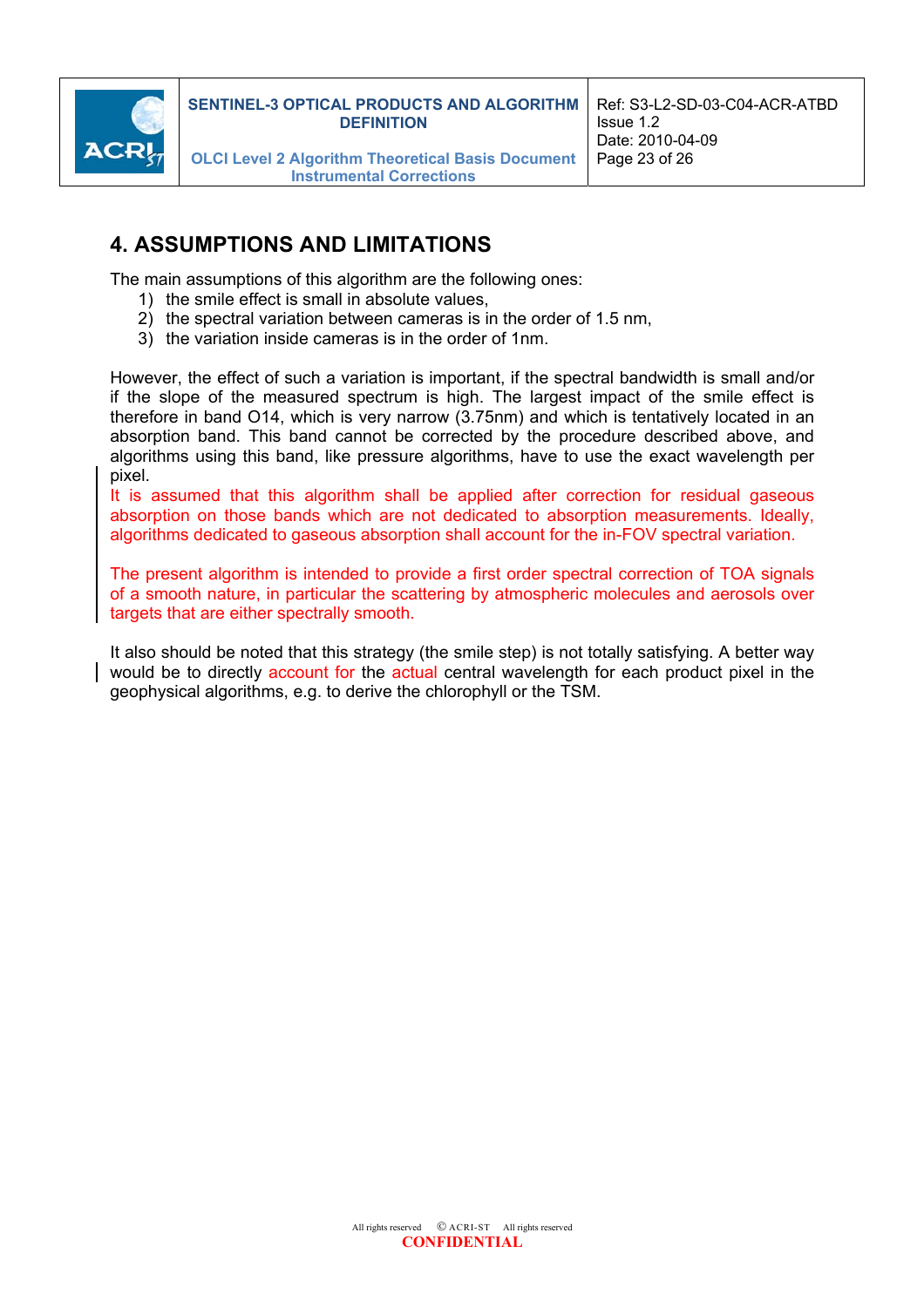# 4. ASSUMPTIONS AND LIMITATIONS

The main assumptions of this algorithm are the following ones:

1) the smile effect is small in absolute values,
2) the spectral variation between cameras is in the order of 1.5 nm,
3) the variation inside cameras is in the order of 1nm.

However, the effect of such a variation is important, if the spectral bandwidth is small and/or if the slope of the measured spectrum is high. The largest impact of the smile effect is therefore in band O14, which is very narrow (3.75nm) and which is tentatively located in an absorption band. This band cannot be corrected by the procedure described above, and algorithms using this band, like pressure algorithms, have to use the exact wavelength per pixel.

It is assumed that this algorithm shall be applied after correction for residual gaseous absorption on those bands which are not dedicated to absorption measurements. Ideally, algorithms dedicated to gaseous absorption shall account for the in-FOV spectral variation.

The present algorithm is intended to provide a first order spectral correction of TOA signals of a smooth nature, in particular the scattering by atmospheric molecules and aerosols over targets that are either spectrally smooth.

It also should be noted that this strategy (the smile step) is not totally satisfying. A better way would be to directly account for the actual central wavelength for each product pixel in the geophysical algorithms, e.g. to derive the chlorophyll or the TSM.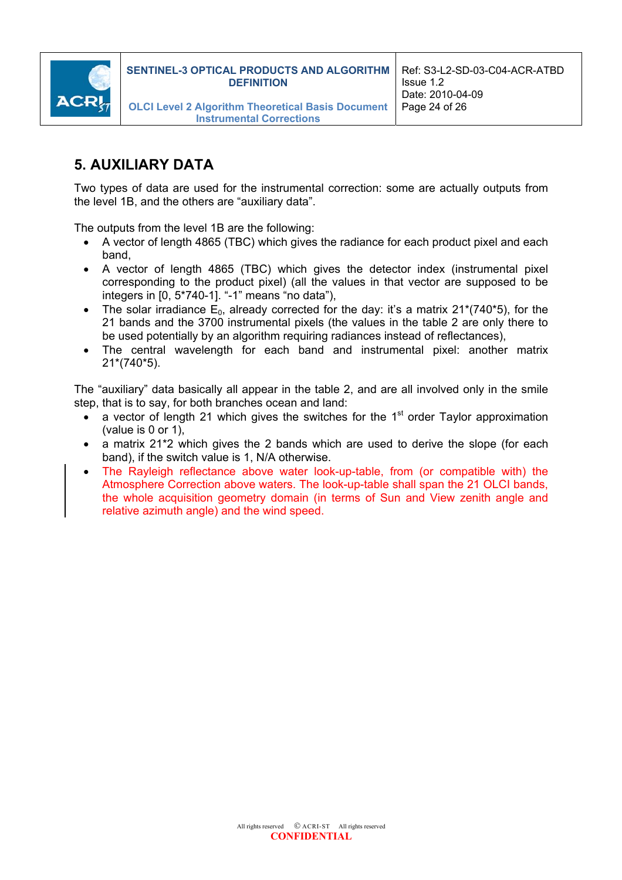# 5. AUXILIARY DATA

Two types of data are used for the instrumental correction: some are actually outputs from the level 1B, and the others are "auxiliary data".

The outputs from the level 1B are the following:

- A vector of length 4865 (TBC) which gives the radiance for each product pixel and each band,
- A vector of length 4865 (TBC) which gives the detector index (instrumental pixel corresponding to the product pixel) (all the values in that vector are supposed to be integers in [0, 5*740-1]. "-1" means "no data"),
- The solar irradiance $E_0$, already corrected for the day: it's a matrix 21*(740*5), for the 21 bands and the 3700 instrumental pixels (the values in the table 2 are only there to be used potentially by an algorithm requiring radiances instead of reflectances),
- The central wavelength for each band and instrumental pixel: another matrix 21*(740*5).

The "auxiliary" data basically all appear in the table 2, and are involved only in the smile step, that is to say, for both branches ocean and land:

- a vector of length 21 which gives the switches for the 1st order Taylor approximation (value is 0 or 1),
- a matrix 21*2 which gives the 2 bands which are used to derive the slope (for each band), if the switch value is 1, N/A otherwise.
- The Rayleigh reflectance above water look-up-table, from (or compatible with) the Atmosphere Correction above waters. The look-up-table shall span the 21 OLCI bands, the whole acquisition geometry domain (in terms of Sun and View zenith angle and relative azimuth angle) and the wind speed.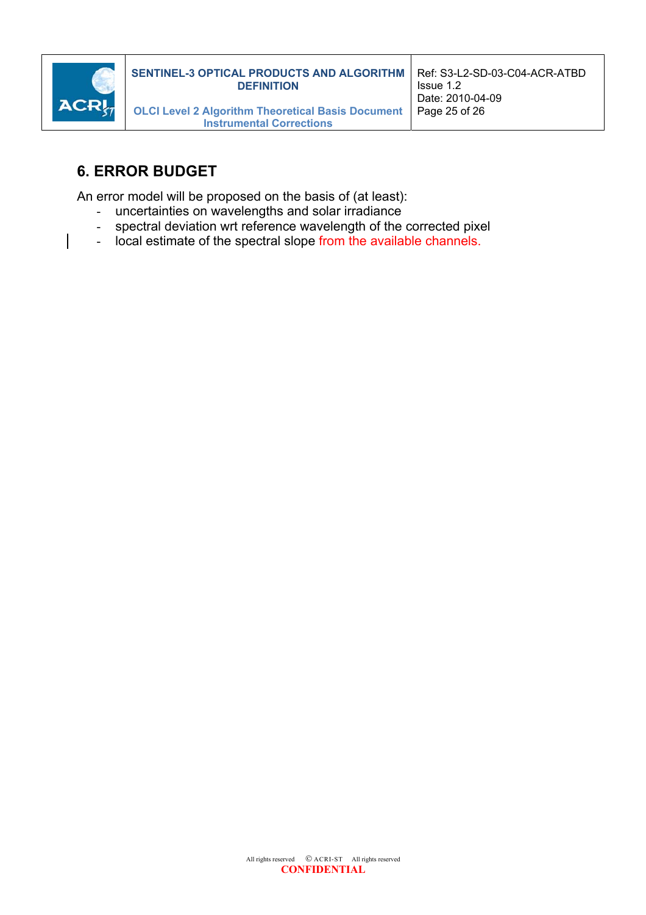# 6. ERROR BUDGET

An error model will be proposed on the basis of (at least):

- uncertainties on wavelengths and solar irradiance
- spectral deviation wrt reference wavelength of the corrected pixel
- local estimate of the spectral slope from the available channels.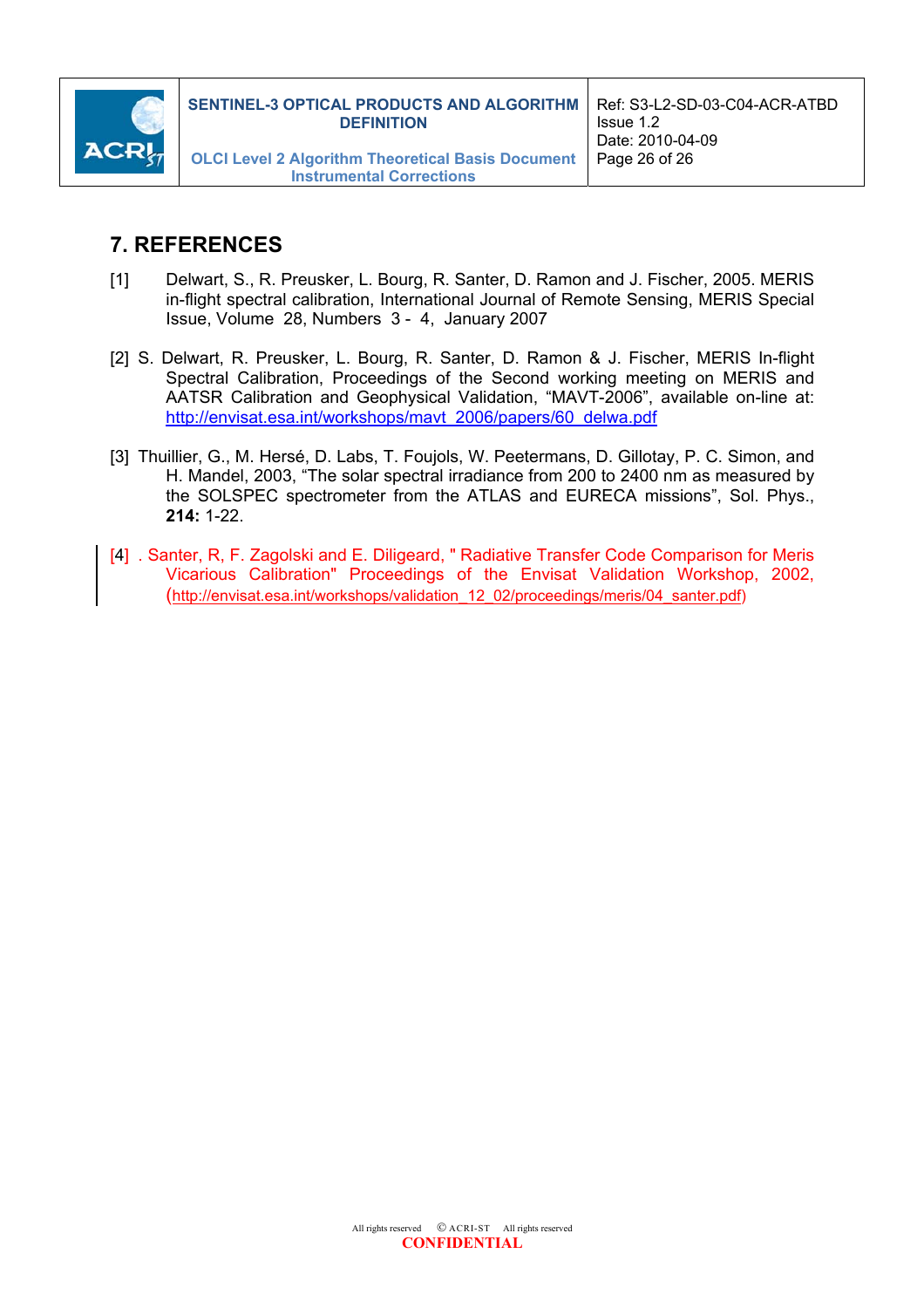# 7. REFERENCES

[1] Delwart, S., R. Preusker, L. Bourg, R. Santer, D. Ramon and J. Fischer, 2005. MERIS in-flight spectral calibration, International Journal of Remote Sensing, MERIS Special Issue, Volume 28, Numbers 3 - 4, January 2007

[2] S. Delwart, R. Preusker, L. Bourg, R. Santer, D. Ramon & J. Fischer, MERIS In-flight Spectral Calibration, Proceedings of the Second working meeting on MERIS and AATSR Calibration and Geophysical Validation, "MAVT-2006", available on-line at: http://envisat.esa.int/workshops/mavt_2006/papers/60_delwa.pdf

[3] Thuillier, G., M. Hersé, D. Labs, T. Foujols, W. Peetermans, D. Gillotay, P. C. Simon, and H. Mandel, 2003, "The solar spectral irradiance from 200 to 2400 nm as measured by the SOLSPEC spectrometer from the ATLAS and EURECA missions", Sol. Phys., **214:** 1-22.

[4] . Santer, R, F. Zagolski and E. Diligeard, " Radiative Transfer Code Comparison for Meris Vicarious Calibration" Proceedings of the Envisat Validation Workshop, 2002, (http://envisat.esa.int/workshops/validation_12_02/proceedings/meris/04_santer.pdf)